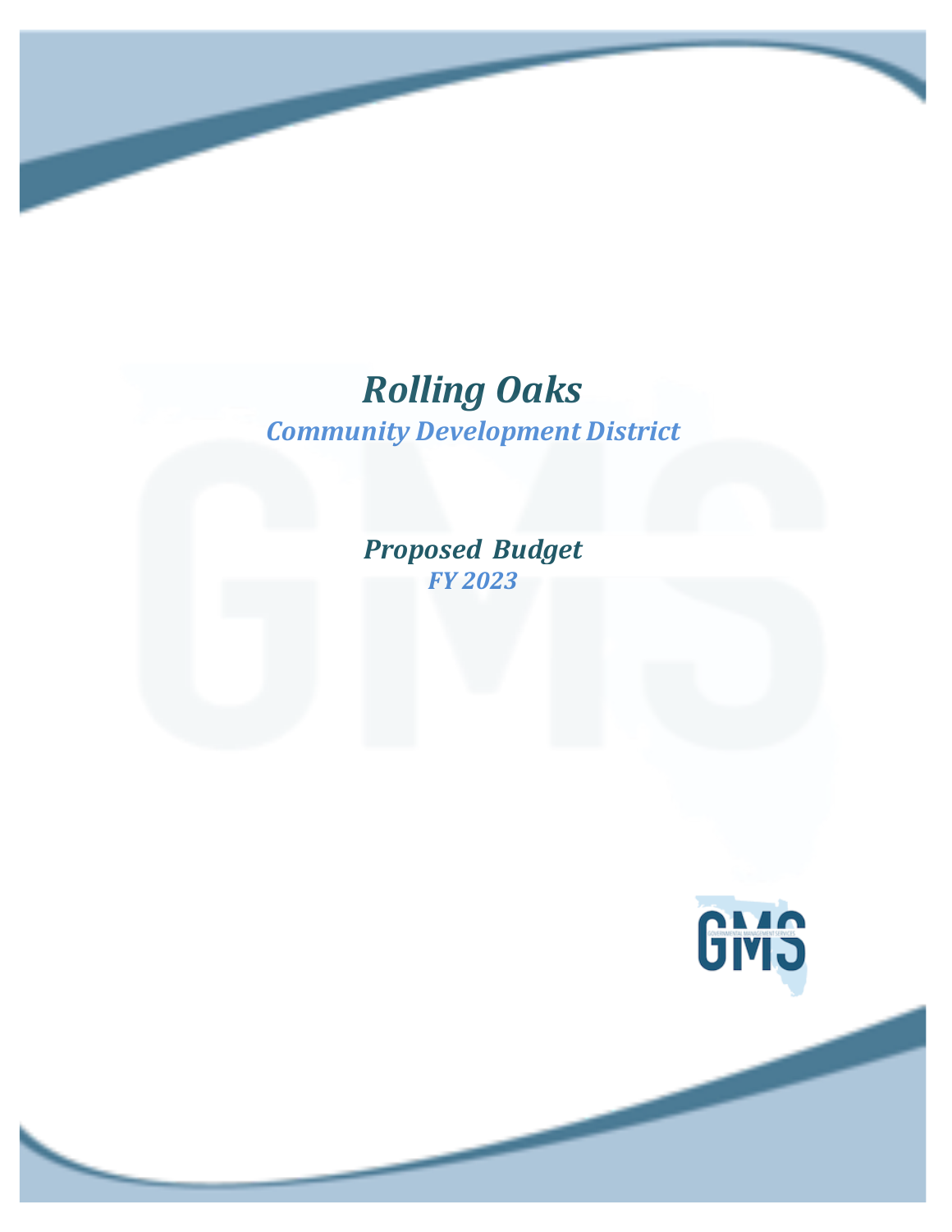# *Rolling Oaks*

## *Community Development District*

### *Proposed Budget*

### *FY 2023*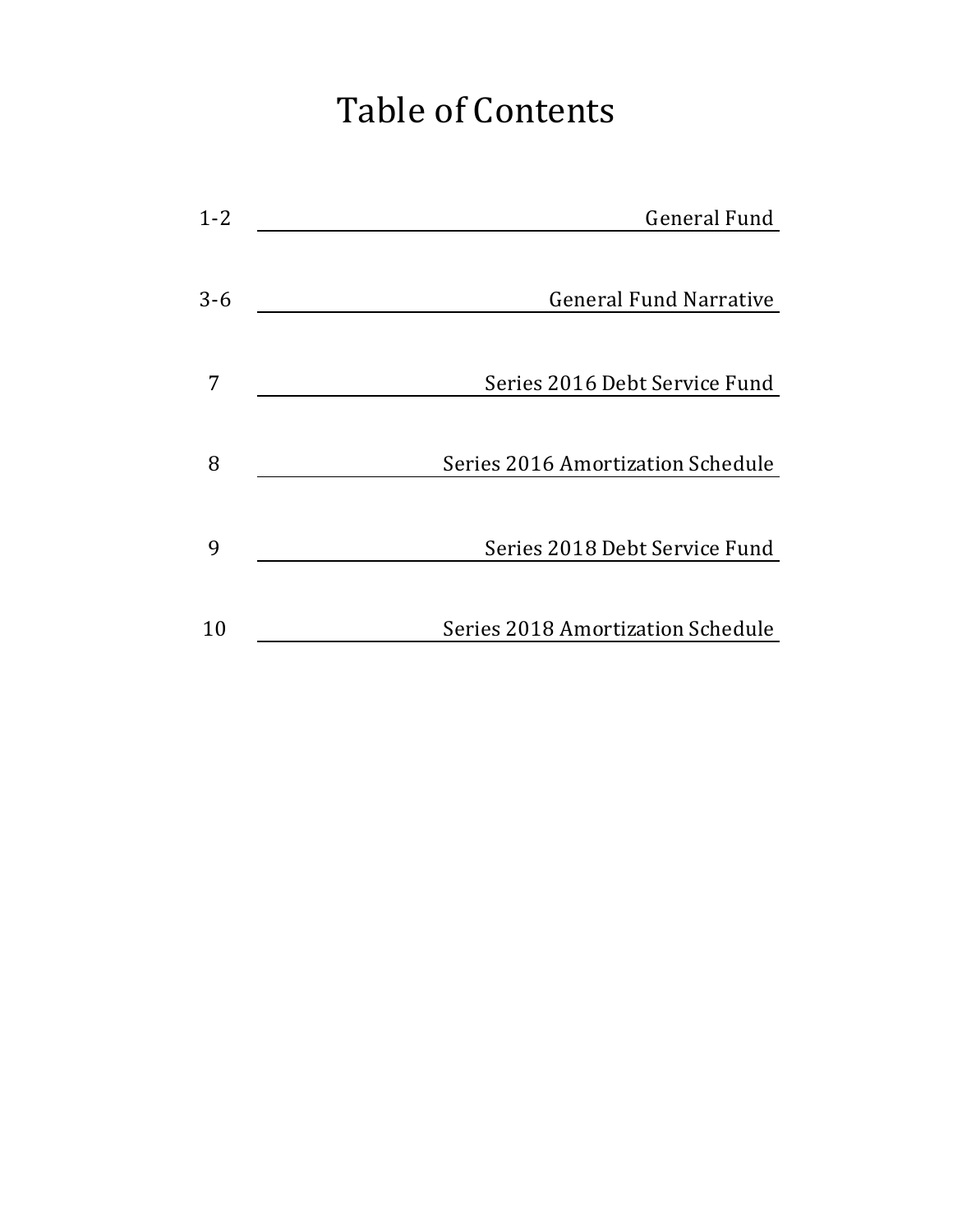# Table of Contents

| Page | Section |
|---|---|
| 1-2 | General Fund |
| 3-6 | General Fund Narrative |
| 7 | Series 2016 Debt Service Fund |
| 8 | Series 2016 Amortization Schedule |
| 9 | Series 2018 Debt Service Fund |
| 10 | Series 2018 Amortization Schedule |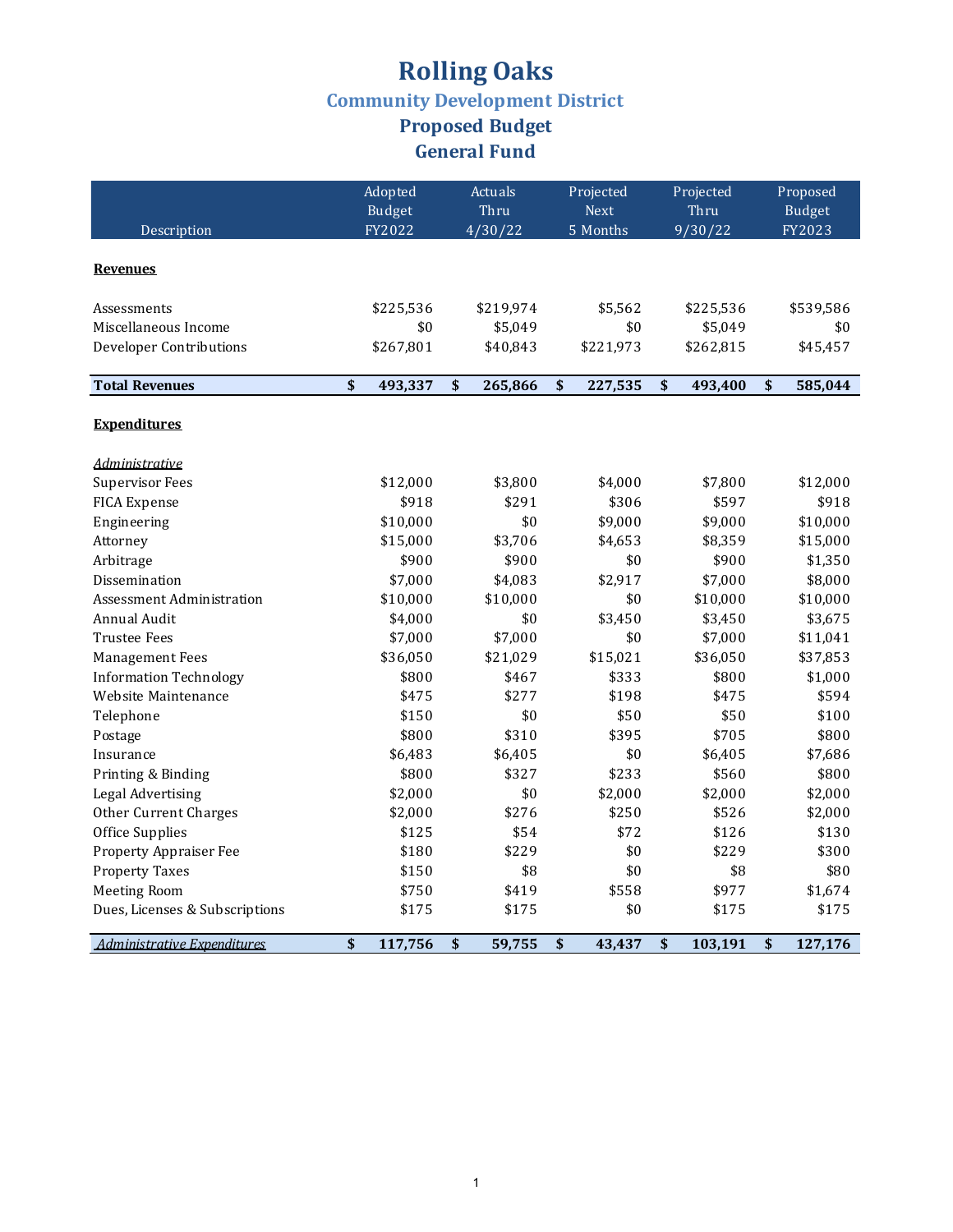# Rolling Oaks

## Community Development District

## Proposed Budget

## General Fund

| Description | Adopted Budget FY2022 | Actuals Thru 4/30/22 | Projected Next 5 Months | Projected Thru 9/30/22 | Proposed Budget FY2023 |
|---|---|---|---|---|---|
| **Revenues** | | | | | |
| Assessments | $225,536 | $219,974 | $5,562 | $225,536 | $539,586 |
| Miscellaneous Income | $0 | $5,049 | $0 | $5,049 | $0 |
| Developer Contributions | $267,801 | $40,843 | $221,973 | $262,815 | $45,457 |
| **Total Revenues** | **$ 493,337** | **$ 265,866** | **$ 227,535** | **$ 493,400** | **$ 585,044** |
| **Expenditures** | | | | | |
| *Administrative* | | | | | |
| Supervisor Fees | $12,000 | $3,800 | $4,000 | $7,800 | $12,000 |
| FICA Expense | $918 | $291 | $306 | $597 | $918 |
| Engineering | $10,000 | $0 | $9,000 | $9,000 | $10,000 |
| Attorney | $15,000 | $3,706 | $4,653 | $8,359 | $15,000 |
| Arbitrage | $900 | $900 | $0 | $900 | $1,350 |
| Dissemination | $7,000 | $4,083 | $2,917 | $7,000 | $8,000 |
| Assessment Administration | $10,000 | $10,000 | $0 | $10,000 | $10,000 |
| Annual Audit | $4,000 | $0 | $3,450 | $3,450 | $3,675 |
| Trustee Fees | $7,000 | $7,000 | $0 | $7,000 | $11,041 |
| Management Fees | $36,050 | $21,029 | $15,021 | $36,050 | $37,853 |
| Information Technology | $800 | $467 | $333 | $800 | $1,000 |
| Website Maintenance | $475 | $277 | $198 | $475 | $594 |
| Telephone | $150 | $0 | $50 | $50 | $100 |
| Postage | $800 | $310 | $395 | $705 | $800 |
| Insurance | $6,483 | $6,405 | $0 | $6,405 | $7,686 |
| Printing & Binding | $800 | $327 | $233 | $560 | $800 |
| Legal Advertising | $2,000 | $0 | $2,000 | $2,000 | $2,000 |
| Other Current Charges | $2,000 | $276 | $250 | $526 | $2,000 |
| Office Supplies | $125 | $54 | $72 | $126 | $130 |
| Property Appraiser Fee | $180 | $229 | $0 | $229 | $300 |
| Property Taxes | $150 | $8 | $0 | $8 | $80 |
| Meeting Room | $750 | $419 | $558 | $977 | $1,674 |
| Dues, Licenses & Subscriptions | $175 | $175 | $0 | $175 | $175 |
| *Administrative Expenditures* | **$ 117,756** | **$ 59,755** | **$ 43,437** | **$ 103,191** | **$ 127,176** |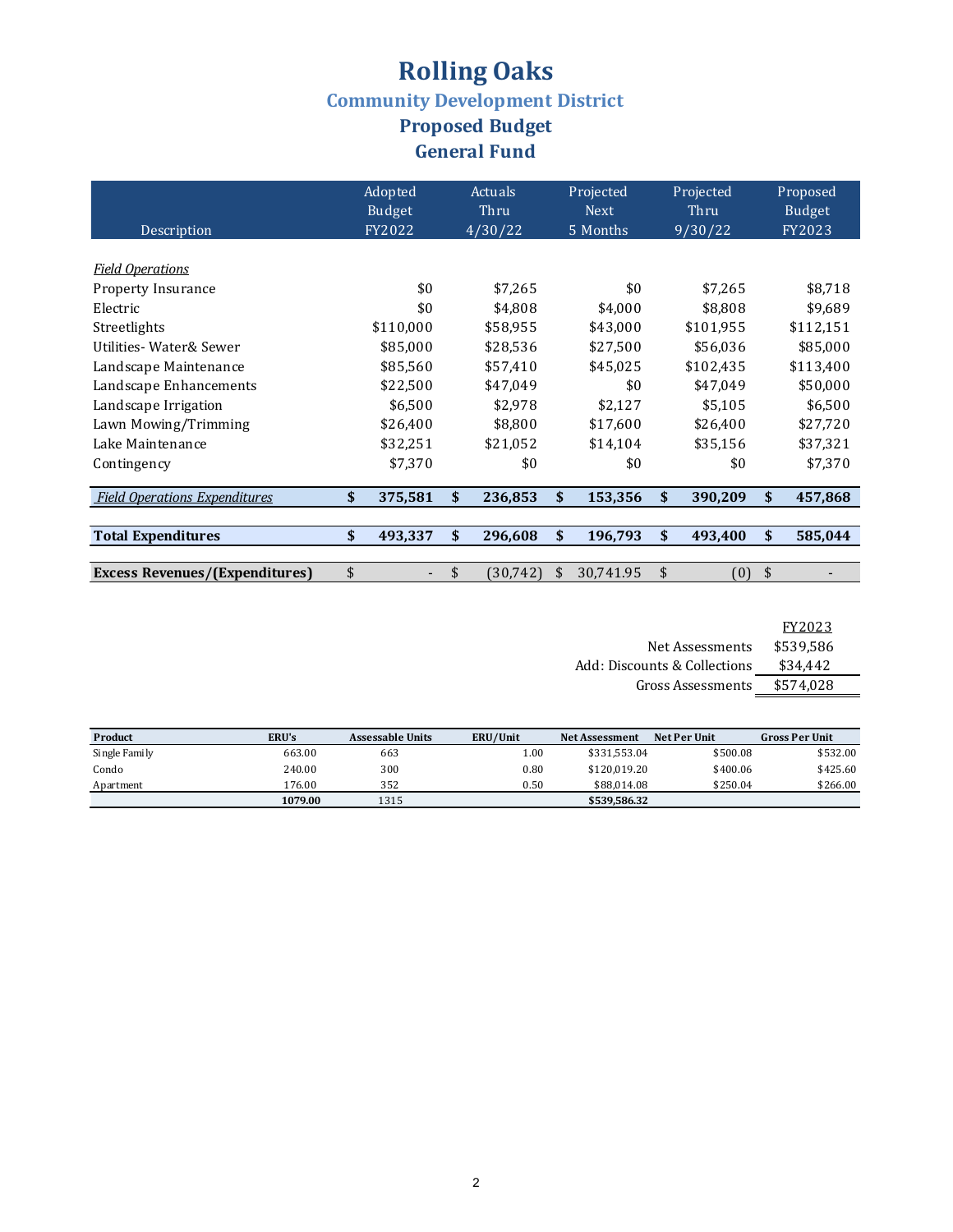# Rolling Oaks

## Community Development District

## Proposed Budget

## General Fund

| Description | Adopted Budget FY2022 | Actuals Thru 4/30/22 | Projected Next 5 Months | Projected Thru 9/30/22 | Proposed Budget FY2023 |
|---|---|---|---|---|---|
| ***Field Operations*** | | | | | |
| Property Insurance | $0 | $7,265 | $0 | $7,265 | $8,718 |
| Electric | $0 | $4,808 | $4,000 | $8,808 | $9,689 |
| Streetlights | $110,000 | $58,955 | $43,000 | $101,955 | $112,151 |
| Utilities- Water& Sewer | $85,000 | $28,536 | $27,500 | $56,036 | $85,000 |
| Landscape Maintenance | $85,560 | $57,410 | $45,025 | $102,435 | $113,400 |
| Landscape Enhancements | $22,500 | $47,049 | $0 | $47,049 | $50,000 |
| Landscape Irrigation | $6,500 | $2,978 | $2,127 | $5,105 | $6,500 |
| Lawn Mowing/Trimming | $26,400 | $8,800 | $17,600 | $26,400 | $27,720 |
| Lake Maintenance | $32,251 | $21,052 | $14,104 | $35,156 | $37,321 |
| Contingency | $7,370 | $0 | $0 | $0 | $7,370 |
| ***Field Operations Expenditures*** | **$ 375,581** | **$ 236,853** | **$ 153,356** | **$ 390,209** | **$ 457,868** |
| **Total Expenditures** | **$ 493,337** | **$ 296,608** | **$ 196,793** | **$ 493,400** | **$ 585,044** |
| **Excess Revenues/(Expenditures)** | $ - | $ (30,742) | $ 30,741.95 | $ (0) | $ - |

| | FY2023 |
|---|---|
| Net Assessments | $539,586 |
| Add: Discounts & Collections | $34,442 |
| Gross Assessments | $574,028 |

| Product | ERU's | Assessable Units | ERU/Unit | Net Assessment | Net Per Unit | Gross Per Unit |
|---|---|---|---|---|---|---|
| Single Family | 663.00 | 663 | 1.00 | $331,553.04 | $500.08 | $532.00 |
| Condo | 240.00 | 300 | 0.80 | $120,019.20 | $400.06 | $425.60 |
| Apartment | 176.00 | 352 | 0.50 | $88,014.08 | $250.04 | $266.00 |
| | **1079.00** | 1315 | | **$539,586.32** | | |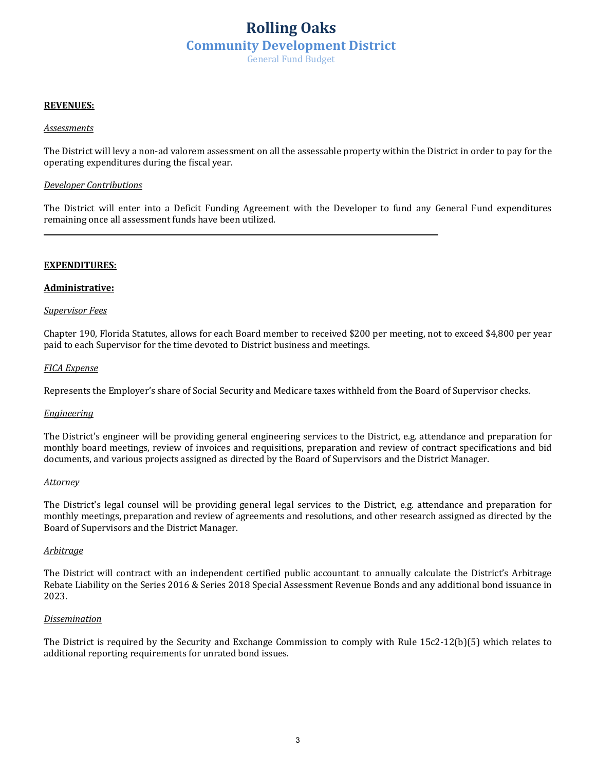# Rolling Oaks

## Community Development District

General Fund Budget

**REVENUES:**

*Assessments*

The District will levy a non-ad valorem assessment on all the assessable property within the District in order to pay for the operating expenditures during the fiscal year.

*Developer Contributions*

The District will enter into a Deficit Funding Agreement with the Developer to fund any General Fund expenditures remaining once all assessment funds have been utilized.

---

**EXPENDITURES:**

**Administrative:**

*Supervisor Fees*

Chapter 190, Florida Statutes, allows for each Board member to received $200 per meeting, not to exceed $4,800 per year paid to each Supervisor for the time devoted to District business and meetings.

*FICA Expense*

Represents the Employer's share of Social Security and Medicare taxes withheld from the Board of Supervisor checks.

*Engineering*

The District's engineer will be providing general engineering services to the District, e.g. attendance and preparation for monthly board meetings, review of invoices and requisitions, preparation and review of contract specifications and bid documents, and various projects assigned as directed by the Board of Supervisors and the District Manager.

*Attorney*

The District's legal counsel will be providing general legal services to the District, e.g. attendance and preparation for monthly meetings, preparation and review of agreements and resolutions, and other research assigned as directed by the Board of Supervisors and the District Manager.

*Arbitrage*

The District will contract with an independent certified public accountant to annually calculate the District's Arbitrage Rebate Liability on the Series 2016 & Series 2018 Special Assessment Revenue Bonds and any additional bond issuance in 2023.

*Dissemination*

The District is required by the Security and Exchange Commission to comply with Rule 15c2-12(b)(5) which relates to additional reporting requirements for unrated bond issues.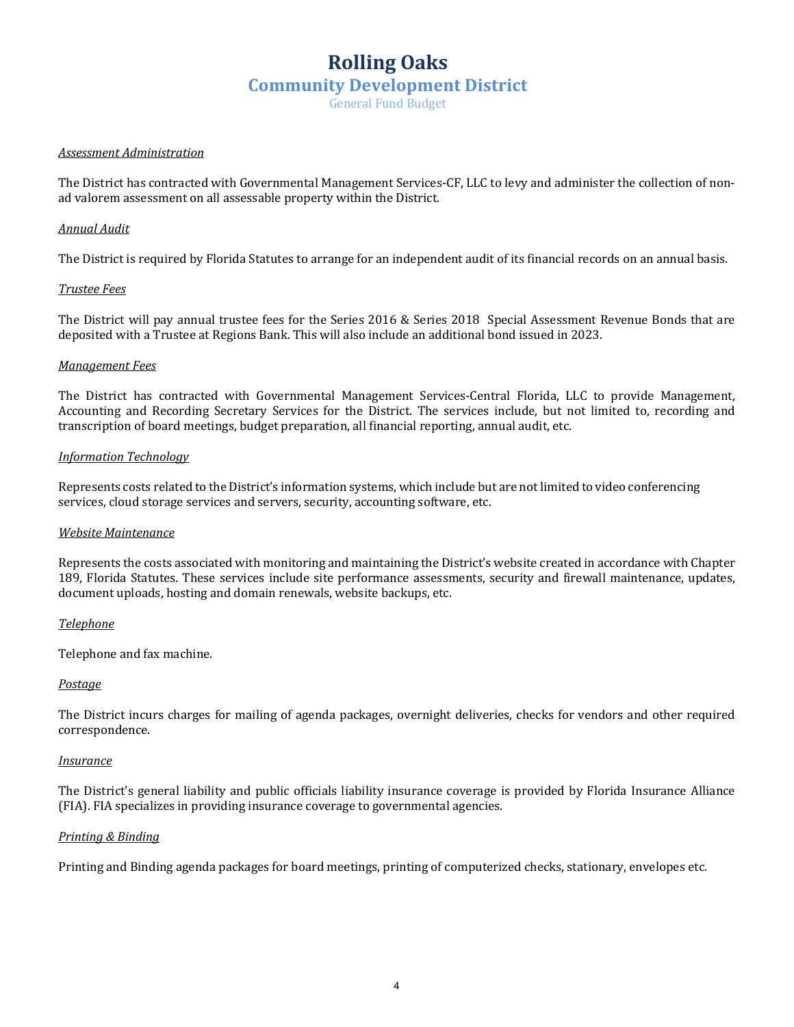# Rolling Oaks

## Community Development District

### General Fund Budget

*Assessment Administration*

The District has contracted with Governmental Management Services-CF, LLC to levy and administer the collection of non-ad valorem assessment on all assessable property within the District.

*Annual Audit*

The District is required by Florida Statutes to arrange for an independent audit of its financial records on an annual basis.

*Trustee Fees*

The District will pay annual trustee fees for the Series 2016 & Series 2018 Special Assessment Revenue Bonds that are deposited with a Trustee at Regions Bank. This will also include an additional bond issued in 2023.

*Management Fees*

The District has contracted with Governmental Management Services-Central Florida, LLC to provide Management, Accounting and Recording Secretary Services for the District. The services include, but not limited to, recording and transcription of board meetings, budget preparation, all financial reporting, annual audit, etc.

*Information Technology*

Represents costs related to the District's information systems, which include but are not limited to video conferencing services, cloud storage services and servers, security, accounting software, etc.

*Website Maintenance*

Represents the costs associated with monitoring and maintaining the District's website created in accordance with Chapter 189, Florida Statutes. These services include site performance assessments, security and firewall maintenance, updates, document uploads, hosting and domain renewals, website backups, etc.

*Telephone*

Telephone and fax machine.

*Postage*

The District incurs charges for mailing of agenda packages, overnight deliveries, checks for vendors and other required correspondence.

*Insurance*

The District's general liability and public officials liability insurance coverage is provided by Florida Insurance Alliance (FIA). FIA specializes in providing insurance coverage to governmental agencies.

*Printing & Binding*

Printing and Binding agenda packages for board meetings, printing of computerized checks, stationary, envelopes etc.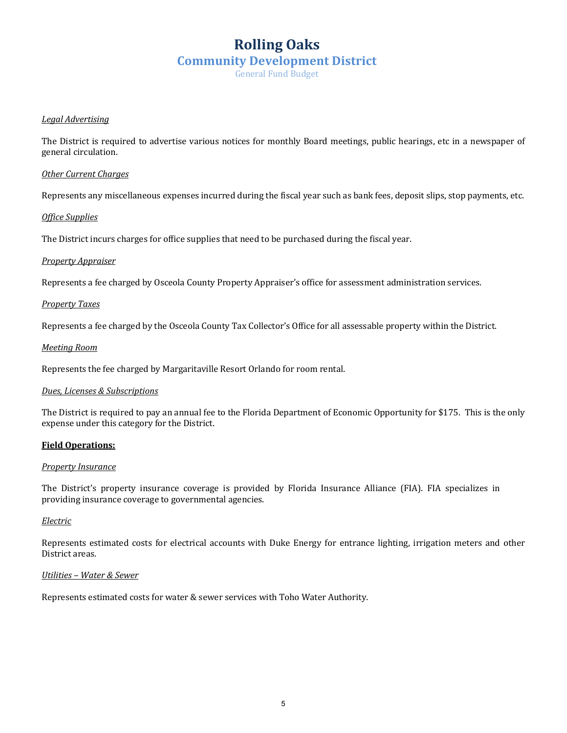# Rolling Oaks

## Community Development District

General Fund Budget

*Legal Advertising*

The District is required to advertise various notices for monthly Board meetings, public hearings, etc in a newspaper of general circulation.

*Other Current Charges*

Represents any miscellaneous expenses incurred during the fiscal year such as bank fees, deposit slips, stop payments, etc.

*Office Supplies*

The District incurs charges for office supplies that need to be purchased during the fiscal year.

*Property Appraiser*

Represents a fee charged by Osceola County Property Appraiser's office for assessment administration services.

*Property Taxes*

Represents a fee charged by the Osceola County Tax Collector's Office for all assessable property within the District.

*Meeting Room*

Represents the fee charged by Margaritaville Resort Orlando for room rental.

*Dues, Licenses & Subscriptions*

The District is required to pay an annual fee to the Florida Department of Economic Opportunity for $175. This is the only expense under this category for the District.

**Field Operations:**

*Property Insurance*

The District's property insurance coverage is provided by Florida Insurance Alliance (FIA). FIA specializes in providing insurance coverage to governmental agencies.

*Electric*

Represents estimated costs for electrical accounts with Duke Energy for entrance lighting, irrigation meters and other District areas.

*Utilities – Water & Sewer*

Represents estimated costs for water & sewer services with Toho Water Authority.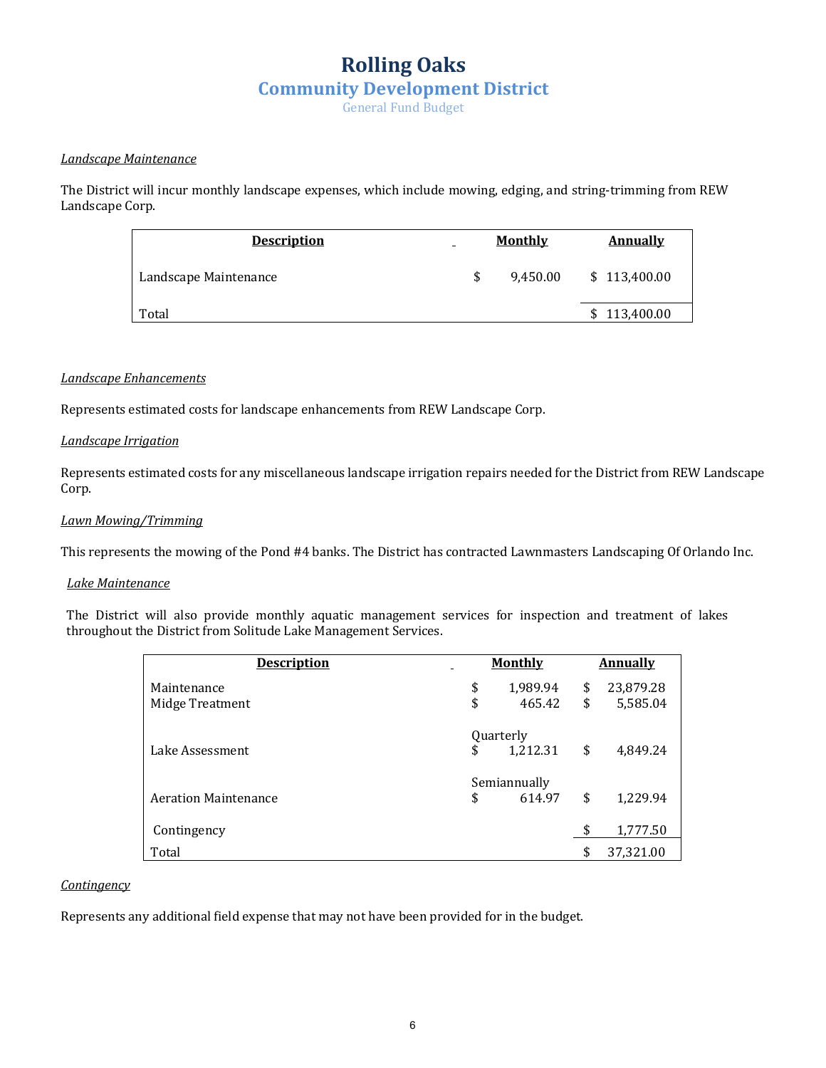# Rolling Oaks

## Community Development District

General Fund Budget

*Landscape Maintenance*

The District will incur monthly landscape expenses, which include mowing, edging, and string-trimming from REW Landscape Corp.

| Description | Monthly | Annually |
|---|---|---|
| Landscape Maintenance | $ 9,450.00 | $ 113,400.00 |
| Total | | $ 113,400.00 |

*Landscape Enhancements*

Represents estimated costs for landscape enhancements from REW Landscape Corp.

*Landscape Irrigation*

Represents estimated costs for any miscellaneous landscape irrigation repairs needed for the District from REW Landscape Corp.

*Lawn Mowing/Trimming*

This represents the mowing of the Pond #4 banks. The District has contracted Lawnmasters Landscaping Of Orlando Inc.

*Lake Maintenance*

The District will also provide monthly aquatic management services for inspection and treatment of lakes throughout the District from Solitude Lake Management Services.

| Description | Monthly | Annually |
|---|---|---|
| Maintenance | $ 1,989.94 | $ 23,879.28 |
| Midge Treatment | $ 465.42 | $ 5,585.04 |
| Lake Assessment | Quarterly $ 1,212.31 | $ 4,849.24 |
| Aeration Maintenance | Semiannually $ 614.97 | $ 1,229.94 |
| Contingency | | $ 1,777.50 |
| Total | | $ 37,321.00 |

*Contingency*

Represents any additional field expense that may not have been provided for in the budget.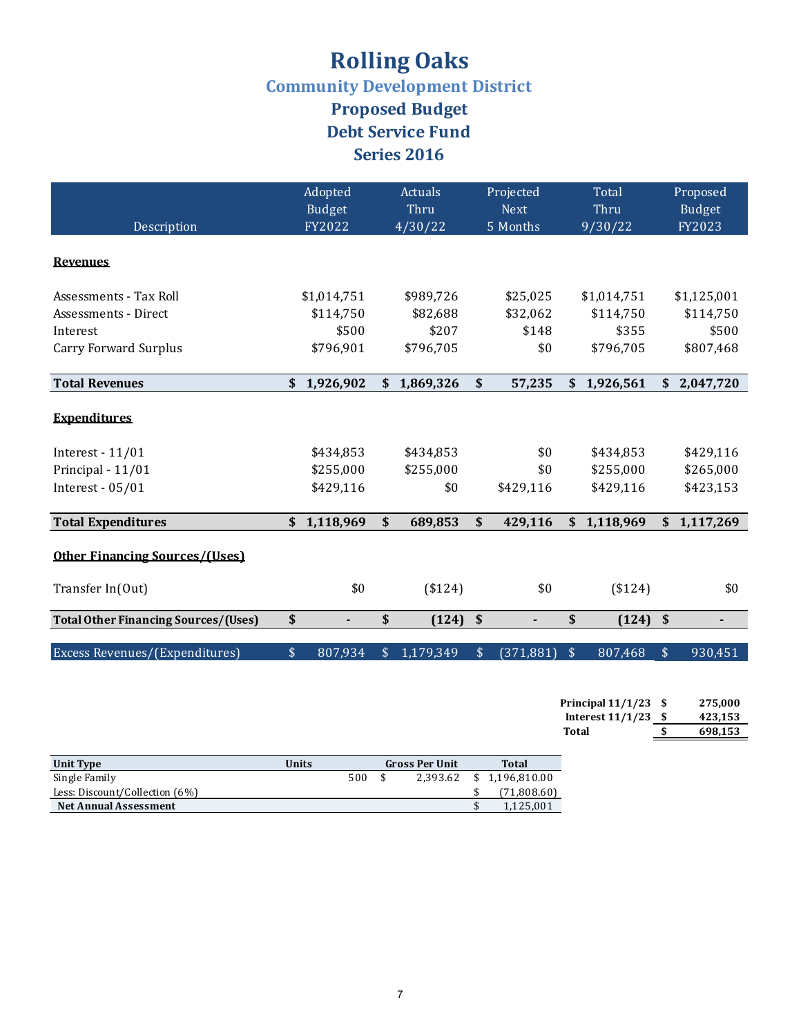# Rolling Oaks

## Community Development District

### Proposed Budget

### Debt Service Fund

### Series 2016

| Description | Adopted Budget FY2022 | Actuals Thru 4/30/22 | Projected Next 5 Months | Total Thru 9/30/22 | Proposed Budget FY2023 |
|---|---|---|---|---|---|
| **Revenues** | | | | | |
| Assessments - Tax Roll | $1,014,751 | $989,726 | $25,025 | $1,014,751 | $1,125,001 |
| Assessments - Direct | $114,750 | $82,688 | $32,062 | $114,750 | $114,750 |
| Interest | $500 | $207 | $148 | $355 | $500 |
| Carry Forward Surplus | $796,901 | $796,705 | $0 | $796,705 | $807,468 |
| **Total Revenues** | **$ 1,926,902** | **$ 1,869,326** | **$ 57,235** | **$ 1,926,561** | **$ 2,047,720** |
| **Expenditures** | | | | | |
| Interest - 11/01 | $434,853 | $434,853 | $0 | $434,853 | $429,116 |
| Principal - 11/01 | $255,000 | $255,000 | $0 | $255,000 | $265,000 |
| Interest - 05/01 | $429,116 | $0 | $429,116 | $429,116 | $423,153 |
| **Total Expenditures** | **$ 1,118,969** | **$ 689,853** | **$ 429,116** | **$ 1,118,969** | **$ 1,117,269** |
| **Other Financing Sources/(Uses)** | | | | | |
| Transfer In(Out) | $0 | ($124) | $0 | ($124) | $0 |
| **Total Other Financing Sources/(Uses)** | **$ -** | **$ (124)** | **$ -** | **$ (124)** | **$ -** |
| Excess Revenues/(Expenditures) | $ 807,934 | $ 1,179,349 | $ (371,881) | $ 807,468 | $ 930,451 |

| | | |
|---|---|---|
| **Principal 11/1/23** | **$** | **275,000** |
| **Interest 11/1/23** | **$** | **423,153** |
| **Total** | **$** | **698,153** |

| Unit Type | Units | Gross Per Unit | Total |
|---|---|---|---|
| Single Family | 500 | $ 2,393.62 | $ 1,196,810.00 |
| Less: Discount/Collection (6%) | | | $ (71,808.60) |
| **Net Annual Assessment** | | | $ 1,125,001 |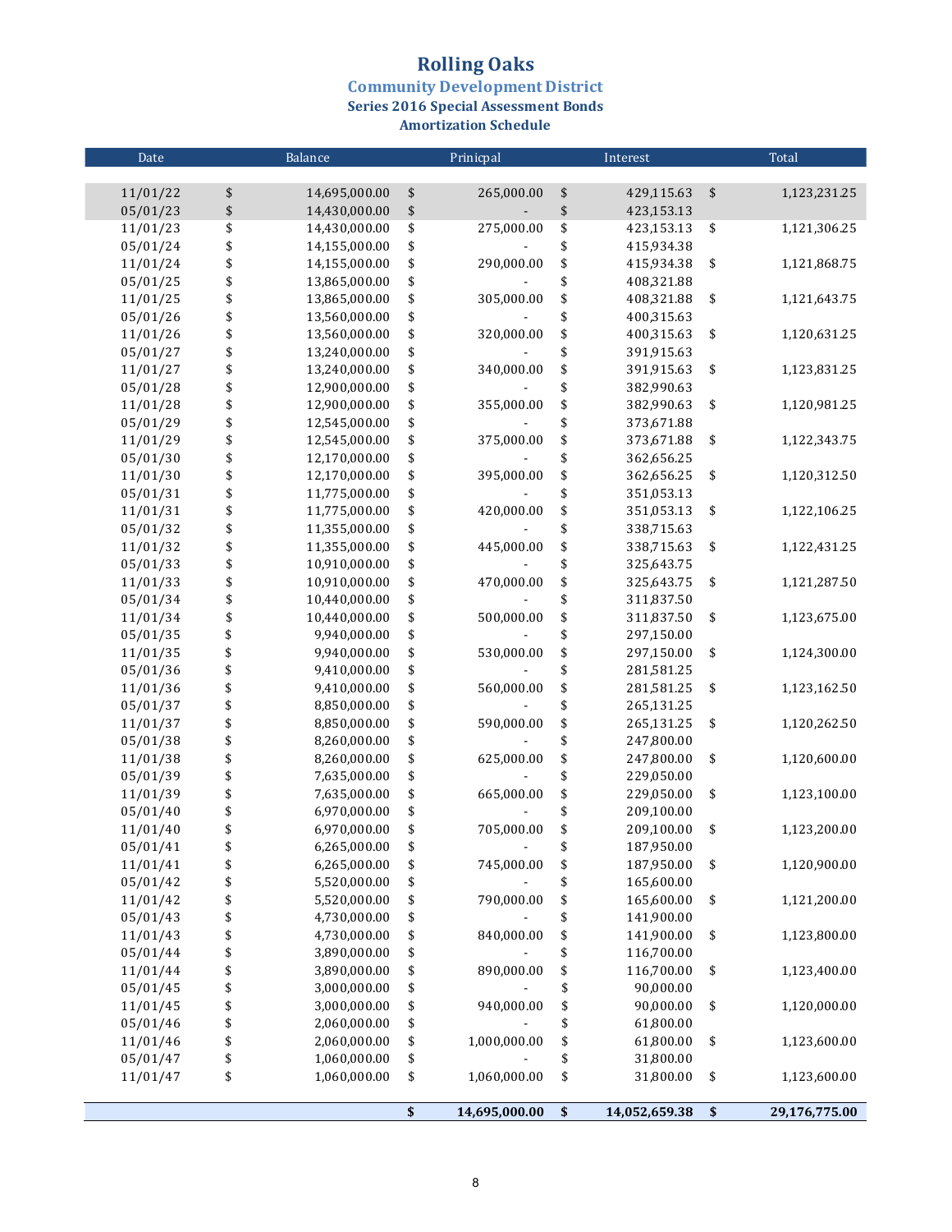# Rolling Oaks

## Community Development District

### Series 2016 Special Assessment Bonds

### Amortization Schedule

| Date | Balance | Prinicpal | Interest | Total |
|---|---|---|---|---|
| 11/01/22 | $ 14,695,000.00 | $ 265,000.00 | $ 429,115.63 | $ 1,123,231.25 |
| 05/01/23 | $ 14,430,000.00 | $ - | $ 423,153.13 | |
| 11/01/23 | $ 14,430,000.00 | $ 275,000.00 | $ 423,153.13 | $ 1,121,306.25 |
| 05/01/24 | $ 14,155,000.00 | $ - | $ 415,934.38 | |
| 11/01/24 | $ 14,155,000.00 | $ 290,000.00 | $ 415,934.38 | $ 1,121,868.75 |
| 05/01/25 | $ 13,865,000.00 | $ - | $ 408,321.88 | |
| 11/01/25 | $ 13,865,000.00 | $ 305,000.00 | $ 408,321.88 | $ 1,121,643.75 |
| 05/01/26 | $ 13,560,000.00 | $ - | $ 400,315.63 | |
| 11/01/26 | $ 13,560,000.00 | $ 320,000.00 | $ 400,315.63 | $ 1,120,631.25 |
| 05/01/27 | $ 13,240,000.00 | $ - | $ 391,915.63 | |
| 11/01/27 | $ 13,240,000.00 | $ 340,000.00 | $ 391,915.63 | $ 1,123,831.25 |
| 05/01/28 | $ 12,900,000.00 | $ - | $ 382,990.63 | |
| 11/01/28 | $ 12,900,000.00 | $ 355,000.00 | $ 382,990.63 | $ 1,120,981.25 |
| 05/01/29 | $ 12,545,000.00 | $ - | $ 373,671.88 | |
| 11/01/29 | $ 12,545,000.00 | $ 375,000.00 | $ 373,671.88 | $ 1,122,343.75 |
| 05/01/30 | $ 12,170,000.00 | $ - | $ 362,656.25 | |
| 11/01/30 | $ 12,170,000.00 | $ 395,000.00 | $ 362,656.25 | $ 1,120,312.50 |
| 05/01/31 | $ 11,775,000.00 | $ - | $ 351,053.13 | |
| 11/01/31 | $ 11,775,000.00 | $ 420,000.00 | $ 351,053.13 | $ 1,122,106.25 |
| 05/01/32 | $ 11,355,000.00 | $ - | $ 338,715.63 | |
| 11/01/32 | $ 11,355,000.00 | $ 445,000.00 | $ 338,715.63 | $ 1,122,431.25 |
| 05/01/33 | $ 10,910,000.00 | $ - | $ 325,643.75 | |
| 11/01/33 | $ 10,910,000.00 | $ 470,000.00 | $ 325,643.75 | $ 1,121,287.50 |
| 05/01/34 | $ 10,440,000.00 | $ - | $ 311,837.50 | |
| 11/01/34 | $ 10,440,000.00 | $ 500,000.00 | $ 311,837.50 | $ 1,123,675.00 |
| 05/01/35 | $ 9,940,000.00 | $ - | $ 297,150.00 | |
| 11/01/35 | $ 9,940,000.00 | $ 530,000.00 | $ 297,150.00 | $ 1,124,300.00 |
| 05/01/36 | $ 9,410,000.00 | $ - | $ 281,581.25 | |
| 11/01/36 | $ 9,410,000.00 | $ 560,000.00 | $ 281,581.25 | $ 1,123,162.50 |
| 05/01/37 | $ 8,850,000.00 | $ - | $ 265,131.25 | |
| 11/01/37 | $ 8,850,000.00 | $ 590,000.00 | $ 265,131.25 | $ 1,120,262.50 |
| 05/01/38 | $ 8,260,000.00 | $ - | $ 247,800.00 | |
| 11/01/38 | $ 8,260,000.00 | $ 625,000.00 | $ 247,800.00 | $ 1,120,600.00 |
| 05/01/39 | $ 7,635,000.00 | $ - | $ 229,050.00 | |
| 11/01/39 | $ 7,635,000.00 | $ 665,000.00 | $ 229,050.00 | $ 1,123,100.00 |
| 05/01/40 | $ 6,970,000.00 | $ - | $ 209,100.00 | |
| 11/01/40 | $ 6,970,000.00 | $ 705,000.00 | $ 209,100.00 | $ 1,123,200.00 |
| 05/01/41 | $ 6,265,000.00 | $ - | $ 187,950.00 | |
| 11/01/41 | $ 6,265,000.00 | $ 745,000.00 | $ 187,950.00 | $ 1,120,900.00 |
| 05/01/42 | $ 5,520,000.00 | $ - | $ 165,600.00 | |
| 11/01/42 | $ 5,520,000.00 | $ 790,000.00 | $ 165,600.00 | $ 1,121,200.00 |
| 05/01/43 | $ 4,730,000.00 | $ - | $ 141,900.00 | |
| 11/01/43 | $ 4,730,000.00 | $ 840,000.00 | $ 141,900.00 | $ 1,123,800.00 |
| 05/01/44 | $ 3,890,000.00 | $ - | $ 116,700.00 | |
| 11/01/44 | $ 3,890,000.00 | $ 890,000.00 | $ 116,700.00 | $ 1,123,400.00 |
| 05/01/45 | $ 3,000,000.00 | $ - | $ 90,000.00 | |
| 11/01/45 | $ 3,000,000.00 | $ 940,000.00 | $ 90,000.00 | $ 1,120,000.00 |
| 05/01/46 | $ 2,060,000.00 | $ - | $ 61,800.00 | |
| 11/01/46 | $ 2,060,000.00 | $ 1,000,000.00 | $ 61,800.00 | $ 1,123,600.00 |
| 05/01/47 | $ 1,060,000.00 | $ - | $ 31,800.00 | |
| 11/01/47 | $ 1,060,000.00 | $ 1,060,000.00 | $ 31,800.00 | $ 1,123,600.00 |
| | | **$ 14,695,000.00** | **$ 14,052,659.38** | **$ 29,176,775.00** |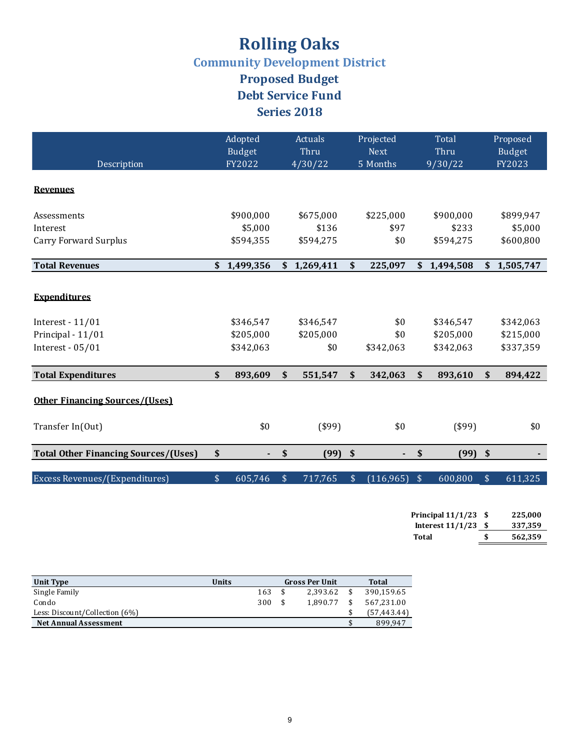# Rolling Oaks

## Community Development District

## Proposed Budget

## Debt Service Fund

## Series 2018

| Description | Adopted Budget FY2022 | Actuals Thru 4/30/22 | Projected Next 5 Months | Total Thru 9/30/22 | Proposed Budget FY2023 |
|---|---|---|---|---|---|
| **Revenues** | | | | | |
| Assessments | $900,000 | $675,000 | $225,000 | $900,000 | $899,947 |
| Interest | $5,000 | $136 | $97 | $233 | $5,000 |
| Carry Forward Surplus | $594,355 | $594,275 | $0 | $594,275 | $600,800 |
| **Total Revenues** | **$ 1,499,356** | **$ 1,269,411** | **$ 225,097** | **$ 1,494,508** | **$ 1,505,747** |
| **Expenditures** | | | | | |
| Interest - 11/01 | $346,547 | $346,547 | $0 | $346,547 | $342,063 |
| Principal - 11/01 | $205,000 | $205,000 | $0 | $205,000 | $215,000 |
| Interest - 05/01 | $342,063 | $0 | $342,063 | $342,063 | $337,359 |
| **Total Expenditures** | **$ 893,609** | **$ 551,547** | **$ 342,063** | **$ 893,610** | **$ 894,422** |
| **Other Financing Sources/(Uses)** | | | | | |
| Transfer In(Out) | $0 | ($99) | $0 | ($99) | $0 |
| **Total Other Financing Sources/(Uses)** | **$ -** | **$ (99)** | **$ -** | **$ (99)** | **$ -** |
| Excess Revenues/(Expenditures) | $ 605,746 | $ 717,765 | $ (116,965) | $ 600,800 | $ 611,325 |

| | |
|---|---|
| **Principal 11/1/23** | **$ 225,000** |
| **Interest 11/1/23** | **$ 337,359** |
| **Total** | **$ 562,359** |

| Unit Type | Units | Gross Per Unit | Total |
|---|---|---|---|
| Single Family | 163 | $ 2,393.62 | $ 390,159.65 |
| Condo | 300 | $ 1,890.77 | $ 567,231.00 |
| Less: Discount/Collection (6%) | | | $ (57,443.44) |
| **Net Annual Assessment** | | | $ 899,947 |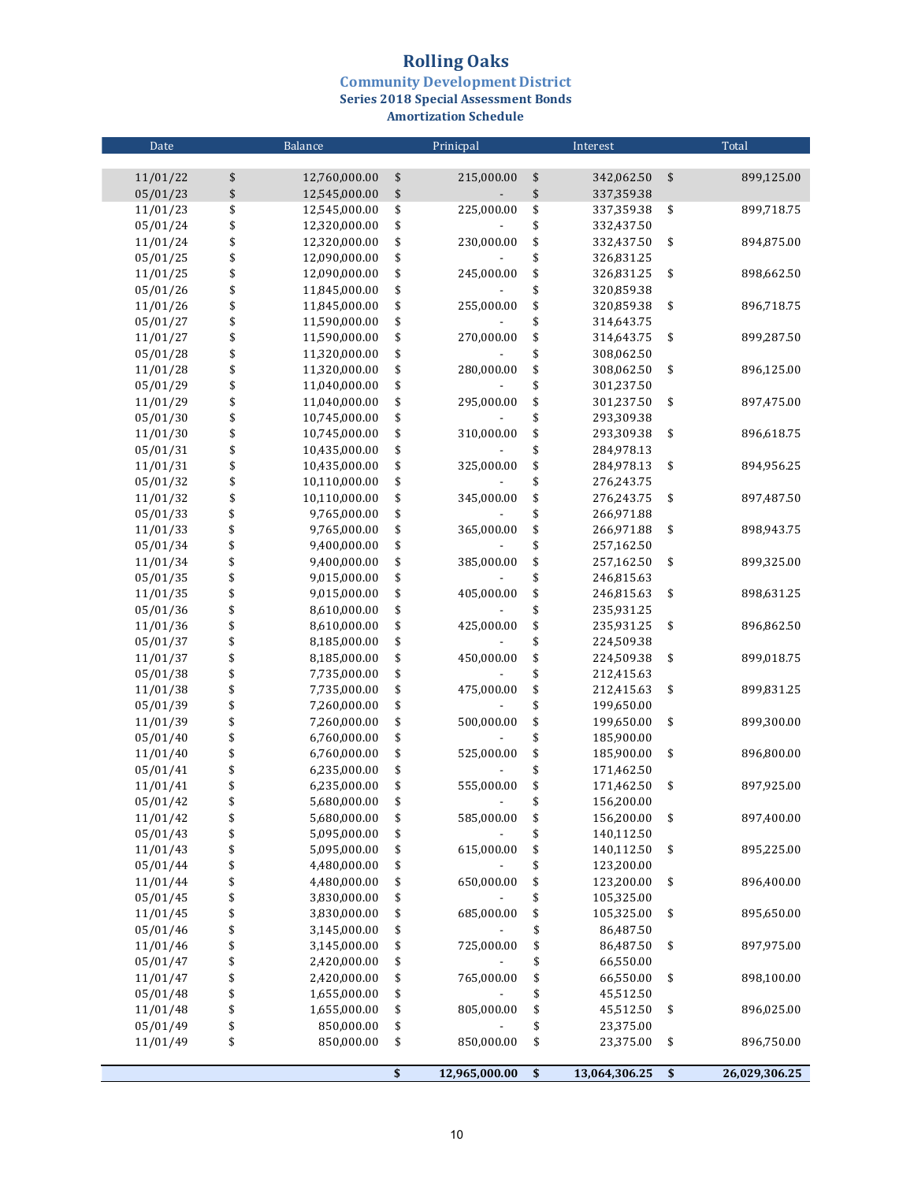# Rolling Oaks

## Community Development District

### Series 2018 Special Assessment Bonds

### Amortization Schedule

| Date | Balance | Prinicpal | Interest | Total |
|---|---|---|---|---|
| 11/01/22 | $ 12,760,000.00 | $ 215,000.00 | $ 342,062.50 | $ 899,125.00 |
| 05/01/23 | $ 12,545,000.00 | $ - | $ 337,359.38 | |
| 11/01/23 | $ 12,545,000.00 | $ 225,000.00 | $ 337,359.38 | $ 899,718.75 |
| 05/01/24 | $ 12,320,000.00 | $ - | $ 332,437.50 | |
| 11/01/24 | $ 12,320,000.00 | $ 230,000.00 | $ 332,437.50 | $ 894,875.00 |
| 05/01/25 | $ 12,090,000.00 | $ - | $ 326,831.25 | |
| 11/01/25 | $ 12,090,000.00 | $ 245,000.00 | $ 326,831.25 | $ 898,662.50 |
| 05/01/26 | $ 11,845,000.00 | $ - | $ 320,859.38 | |
| 11/01/26 | $ 11,845,000.00 | $ 255,000.00 | $ 320,859.38 | $ 896,718.75 |
| 05/01/27 | $ 11,590,000.00 | $ - | $ 314,643.75 | |
| 11/01/27 | $ 11,590,000.00 | $ 270,000.00 | $ 314,643.75 | $ 899,287.50 |
| 05/01/28 | $ 11,320,000.00 | $ - | $ 308,062.50 | |
| 11/01/28 | $ 11,320,000.00 | $ 280,000.00 | $ 308,062.50 | $ 896,125.00 |
| 05/01/29 | $ 11,040,000.00 | $ - | $ 301,237.50 | |
| 11/01/29 | $ 11,040,000.00 | $ 295,000.00 | $ 301,237.50 | $ 897,475.00 |
| 05/01/30 | $ 10,745,000.00 | $ - | $ 293,309.38 | |
| 11/01/30 | $ 10,745,000.00 | $ 310,000.00 | $ 293,309.38 | $ 896,618.75 |
| 05/01/31 | $ 10,435,000.00 | $ - | $ 284,978.13 | |
| 11/01/31 | $ 10,435,000.00 | $ 325,000.00 | $ 284,978.13 | $ 894,956.25 |
| 05/01/32 | $ 10,110,000.00 | $ - | $ 276,243.75 | |
| 11/01/32 | $ 10,110,000.00 | $ 345,000.00 | $ 276,243.75 | $ 897,487.50 |
| 05/01/33 | $ 9,765,000.00 | $ - | $ 266,971.88 | |
| 11/01/33 | $ 9,765,000.00 | $ 365,000.00 | $ 266,971.88 | $ 898,943.75 |
| 05/01/34 | $ 9,400,000.00 | $ - | $ 257,162.50 | |
| 11/01/34 | $ 9,400,000.00 | $ 385,000.00 | $ 257,162.50 | $ 899,325.00 |
| 05/01/35 | $ 9,015,000.00 | $ - | $ 246,815.63 | |
| 11/01/35 | $ 9,015,000.00 | $ 405,000.00 | $ 246,815.63 | $ 898,631.25 |
| 05/01/36 | $ 8,610,000.00 | $ - | $ 235,931.25 | |
| 11/01/36 | $ 8,610,000.00 | $ 425,000.00 | $ 235,931.25 | $ 896,862.50 |
| 05/01/37 | $ 8,185,000.00 | $ - | $ 224,509.38 | |
| 11/01/37 | $ 8,185,000.00 | $ 450,000.00 | $ 224,509.38 | $ 899,018.75 |
| 05/01/38 | $ 7,735,000.00 | $ - | $ 212,415.63 | |
| 11/01/38 | $ 7,735,000.00 | $ 475,000.00 | $ 212,415.63 | $ 899,831.25 |
| 05/01/39 | $ 7,260,000.00 | $ - | $ 199,650.00 | |
| 11/01/39 | $ 7,260,000.00 | $ 500,000.00 | $ 199,650.00 | $ 899,300.00 |
| 05/01/40 | $ 6,760,000.00 | $ - | $ 185,900.00 | |
| 11/01/40 | $ 6,760,000.00 | $ 525,000.00 | $ 185,900.00 | $ 896,800.00 |
| 05/01/41 | $ 6,235,000.00 | $ - | $ 171,462.50 | |
| 11/01/41 | $ 6,235,000.00 | $ 555,000.00 | $ 171,462.50 | $ 897,925.00 |
| 05/01/42 | $ 5,680,000.00 | $ - | $ 156,200.00 | |
| 11/01/42 | $ 5,680,000.00 | $ 585,000.00 | $ 156,200.00 | $ 897,400.00 |
| 05/01/43 | $ 5,095,000.00 | $ - | $ 140,112.50 | |
| 11/01/43 | $ 5,095,000.00 | $ 615,000.00 | $ 140,112.50 | $ 895,225.00 |
| 05/01/44 | $ 4,480,000.00 | $ - | $ 123,200.00 | |
| 11/01/44 | $ 4,480,000.00 | $ 650,000.00 | $ 123,200.00 | $ 896,400.00 |
| 05/01/45 | $ 3,830,000.00 | $ - | $ 105,325.00 | |
| 11/01/45 | $ 3,830,000.00 | $ 685,000.00 | $ 105,325.00 | $ 895,650.00 |
| 05/01/46 | $ 3,145,000.00 | $ - | $ 86,487.50 | |
| 11/01/46 | $ 3,145,000.00 | $ 725,000.00 | $ 86,487.50 | $ 897,975.00 |
| 05/01/47 | $ 2,420,000.00 | $ - | $ 66,550.00 | |
| 11/01/47 | $ 2,420,000.00 | $ 765,000.00 | $ 66,550.00 | $ 898,100.00 |
| 05/01/48 | $ 1,655,000.00 | $ - | $ 45,512.50 | |
| 11/01/48 | $ 1,655,000.00 | $ 805,000.00 | $ 45,512.50 | $ 896,025.00 |
| 05/01/49 | $ 850,000.00 | $ - | $ 23,375.00 | |
| 11/01/49 | $ 850,000.00 | $ 850,000.00 | $ 23,375.00 | $ 896,750.00 |
| | | **$ 12,965,000.00** | **$ 13,064,306.25** | **$ 26,029,306.25** |